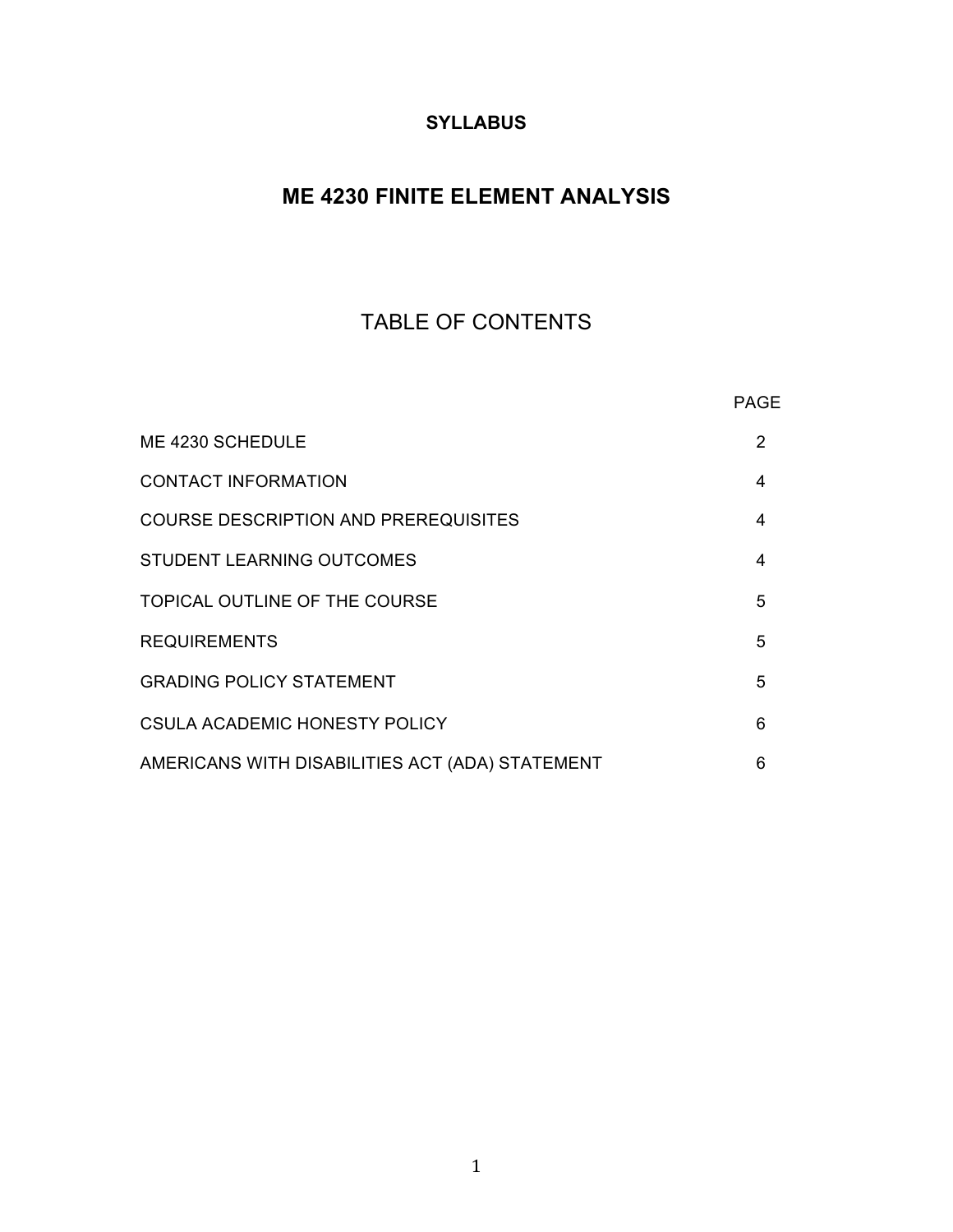**SYLLABUS**

# ME 4230 FINITE ELEMENT ANALYSIS

## TABLE OF CONTENTS

| | PAGE |
|---|---|
| ME 4230 SCHEDULE | 2 |
| CONTACT INFORMATION | 4 |
| COURSE DESCRIPTION AND PREREQUISITES | 4 |
| STUDENT LEARNING OUTCOMES | 4 |
| TOPICAL OUTLINE OF THE COURSE | 5 |
| REQUIREMENTS | 5 |
| GRADING POLICY STATEMENT | 5 |
| CSULA ACADEMIC HONESTY POLICY | 6 |
| AMERICANS WITH DISABILITIES ACT (ADA) STATEMENT | 6 |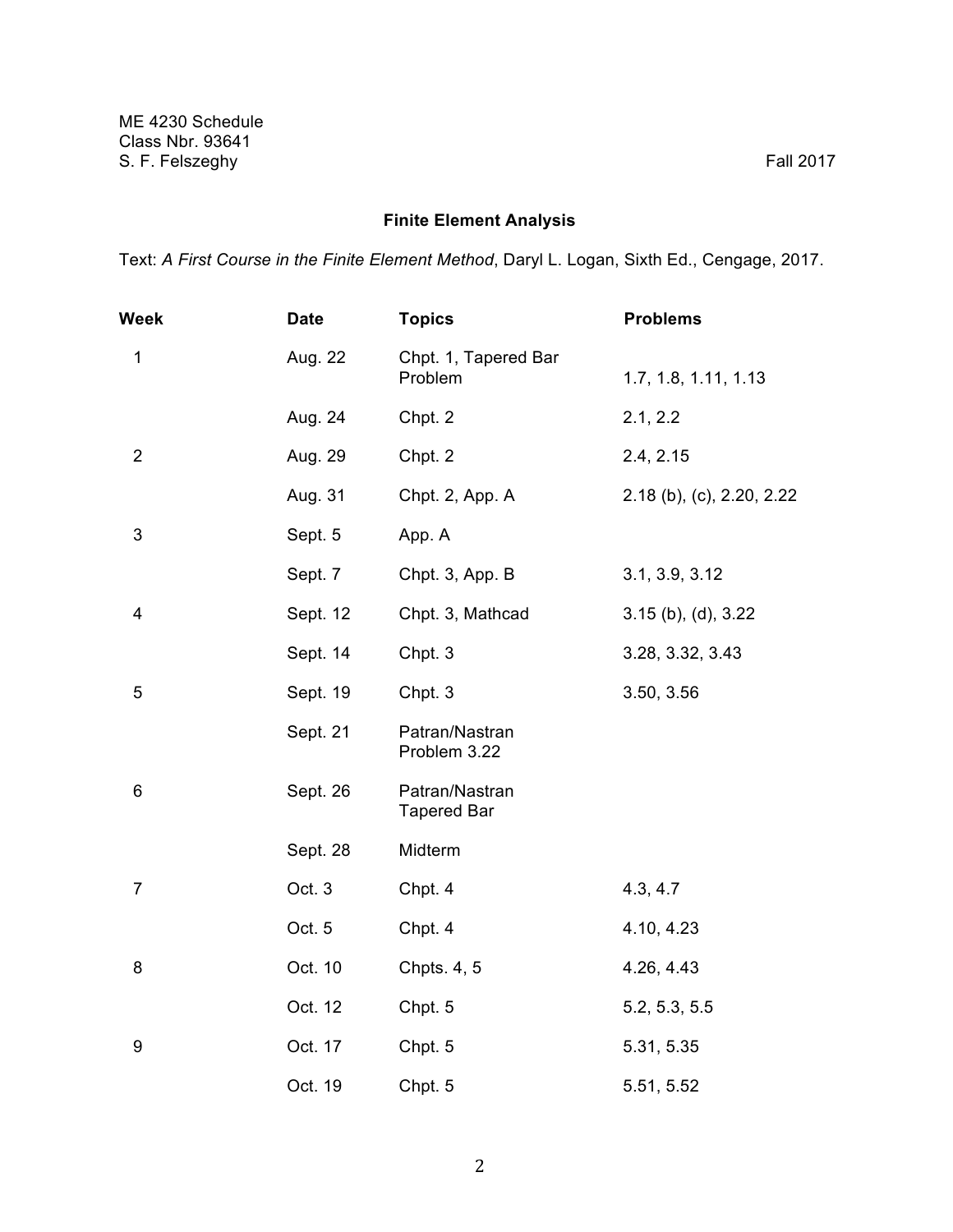ME 4230 Schedule
Class Nbr. 93641
S. F. Felszeghy

Fall 2017

## Finite Element Analysis

Text: *A First Course in the Finite Element Method*, Daryl L. Logan, Sixth Ed., Cengage, 2017.

| Week | Date | Topics | Problems |
|---|---|---|---|
| 1 | Aug. 22 | Chpt. 1, Tapered Bar Problem | 1.7, 1.8, 1.11, 1.13 |
| | Aug. 24 | Chpt. 2 | 2.1, 2.2 |
| 2 | Aug. 29 | Chpt. 2 | 2.4, 2.15 |
| | Aug. 31 | Chpt. 2, App. A | 2.18 (b), (c), 2.20, 2.22 |
| 3 | Sept. 5 | App. A | |
| | Sept. 7 | Chpt. 3, App. B | 3.1, 3.9, 3.12 |
| 4 | Sept. 12 | Chpt. 3, Mathcad | 3.15 (b), (d), 3.22 |
| | Sept. 14 | Chpt. 3 | 3.28, 3.32, 3.43 |
| 5 | Sept. 19 | Chpt. 3 | 3.50, 3.56 |
| | Sept. 21 | Patran/Nastran Problem 3.22 | |
| 6 | Sept. 26 | Patran/Nastran Tapered Bar | |
| | Sept. 28 | Midterm | |
| 7 | Oct. 3 | Chpt. 4 | 4.3, 4.7 |
| | Oct. 5 | Chpt. 4 | 4.10, 4.23 |
| 8 | Oct. 10 | Chpts. 4, 5 | 4.26, 4.43 |
| | Oct. 12 | Chpt. 5 | 5.2, 5.3, 5.5 |
| 9 | Oct. 17 | Chpt. 5 | 5.31, 5.35 |
| | Oct. 19 | Chpt. 5 | 5.51, 5.52 |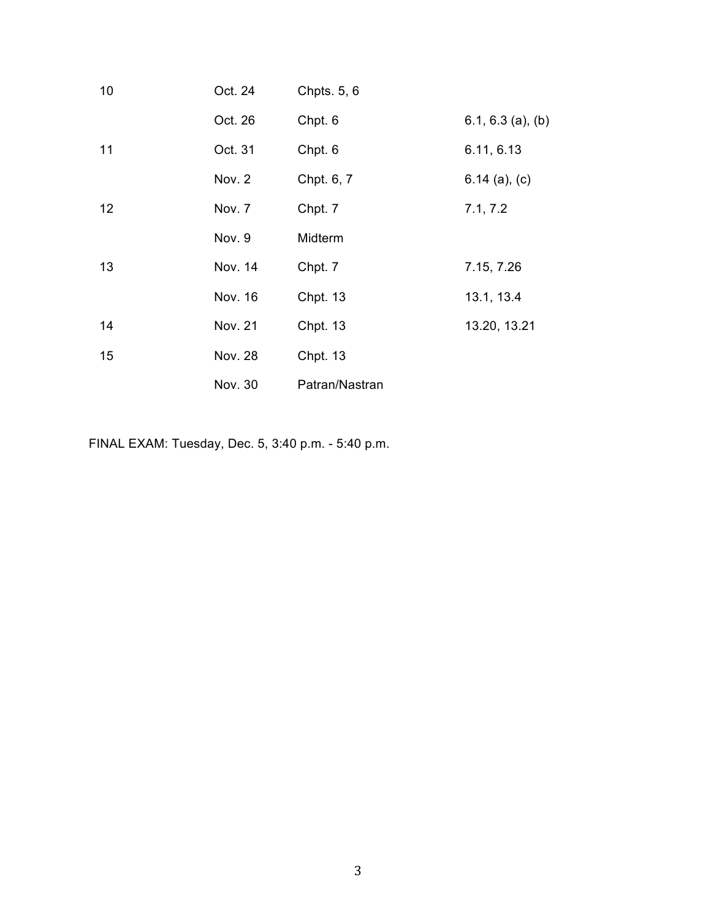| | | | |
|---|---|---|---|
| 10 | Oct. 24 | Chpts. 5, 6 | |
| | Oct. 26 | Chpt. 6 | 6.1, 6.3 (a), (b) |
| 11 | Oct. 31 | Chpt. 6 | 6.11, 6.13 |
| | Nov. 2 | Chpt. 6, 7 | 6.14 (a), (c) |
| 12 | Nov. 7 | Chpt. 7 | 7.1, 7.2 |
| | Nov. 9 | Midterm | |
| 13 | Nov. 14 | Chpt. 7 | 7.15, 7.26 |
| | Nov. 16 | Chpt. 13 | 13.1, 13.4 |
| 14 | Nov. 21 | Chpt. 13 | 13.20, 13.21 |
| 15 | Nov. 28 | Chpt. 13 | |
| | Nov. 30 | Patran/Nastran | |

FINAL EXAM: Tuesday, Dec. 5, 3:40 p.m. - 5:40 p.m.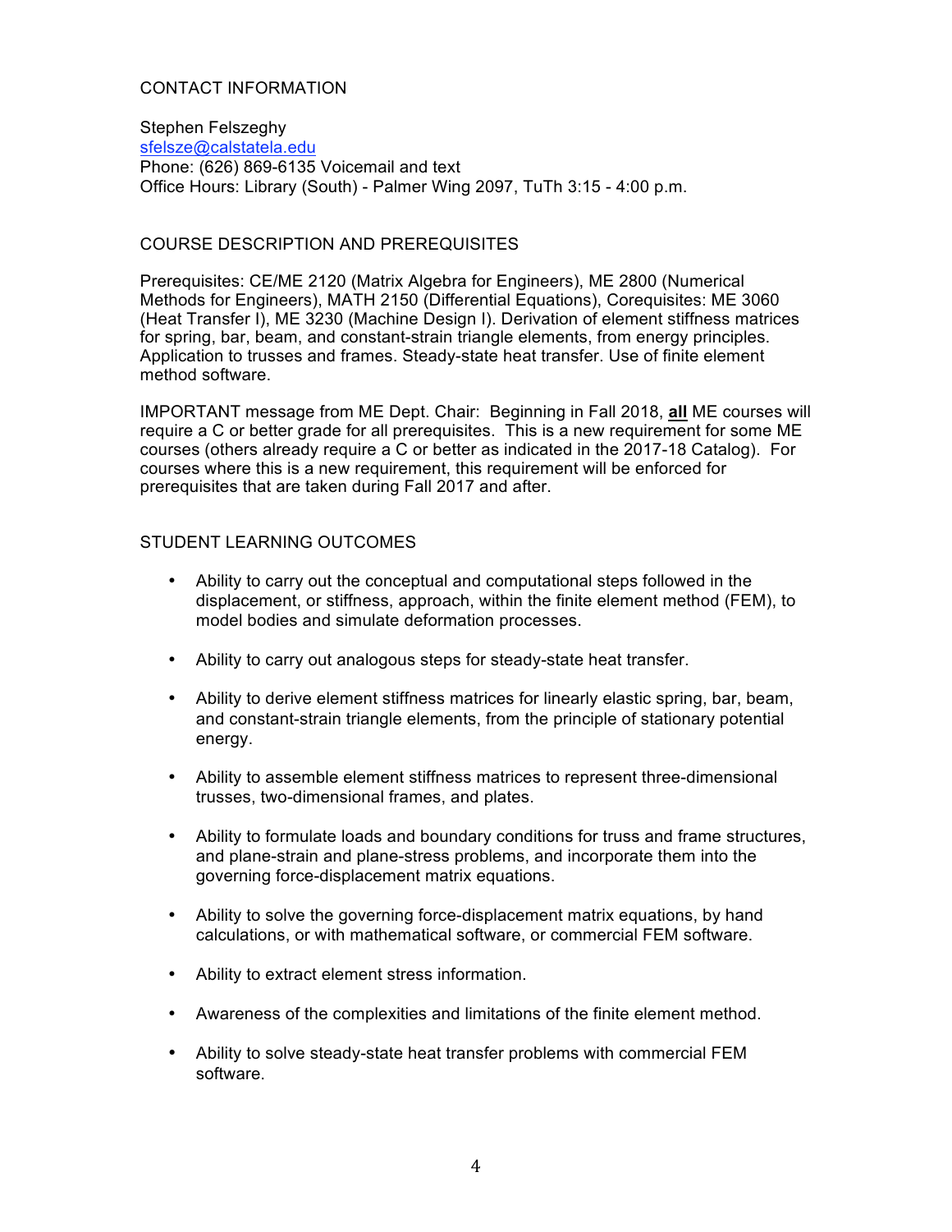## CONTACT INFORMATION

Stephen Felszeghy
[sfelsze@calstatela.edu](mailto:sfelsze@calstatela.edu)
Phone: (626) 869-6135 Voicemail and text
Office Hours: Library (South) - Palmer Wing 2097, TuTh 3:15 - 4:00 p.m.

## COURSE DESCRIPTION AND PREREQUISITES

Prerequisites: CE/ME 2120 (Matrix Algebra for Engineers), ME 2800 (Numerical Methods for Engineers), MATH 2150 (Differential Equations), Corequisites: ME 3060 (Heat Transfer I), ME 3230 (Machine Design I). Derivation of element stiffness matrices for spring, bar, beam, and constant-strain triangle elements, from energy principles. Application to trusses and frames. Steady-state heat transfer. Use of finite element method software.

IMPORTANT message from ME Dept. Chair: Beginning in Fall 2018, **all** ME courses will require a C or better grade for all prerequisites. This is a new requirement for some ME courses (others already require a C or better as indicated in the 2017-18 Catalog). For courses where this is a new requirement, this requirement will be enforced for prerequisites that are taken during Fall 2017 and after.

## STUDENT LEARNING OUTCOMES

- Ability to carry out the conceptual and computational steps followed in the displacement, or stiffness, approach, within the finite element method (FEM), to model bodies and simulate deformation processes.
- Ability to carry out analogous steps for steady-state heat transfer.
- Ability to derive element stiffness matrices for linearly elastic spring, bar, beam, and constant-strain triangle elements, from the principle of stationary potential energy.
- Ability to assemble element stiffness matrices to represent three-dimensional trusses, two-dimensional frames, and plates.
- Ability to formulate loads and boundary conditions for truss and frame structures, and plane-strain and plane-stress problems, and incorporate them into the governing force-displacement matrix equations.
- Ability to solve the governing force-displacement matrix equations, by hand calculations, or with mathematical software, or commercial FEM software.
- Ability to extract element stress information.
- Awareness of the complexities and limitations of the finite element method.
- Ability to solve steady-state heat transfer problems with commercial FEM software.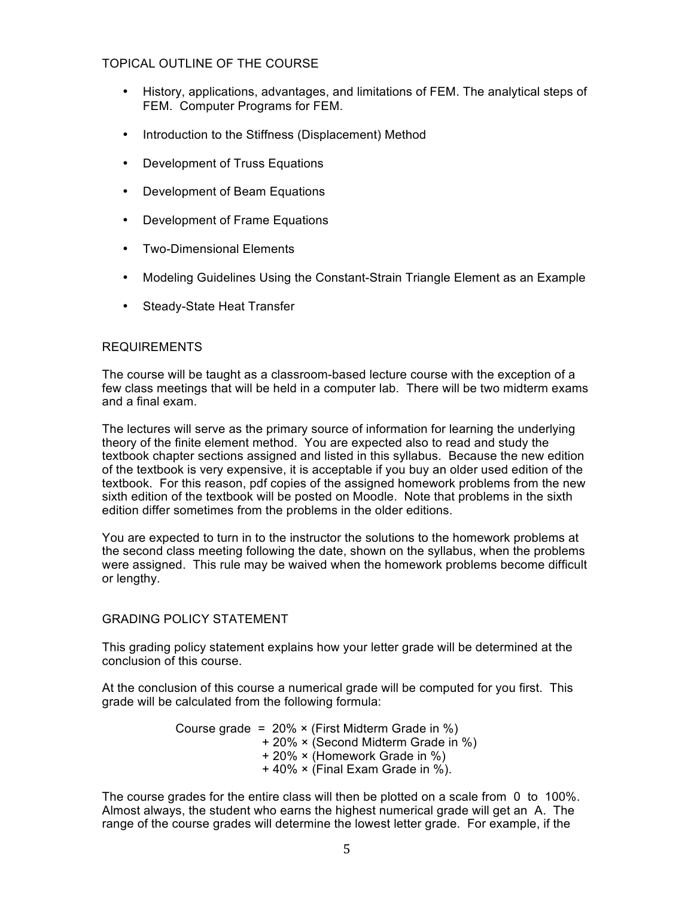## TOPICAL OUTLINE OF THE COURSE

- History, applications, advantages, and limitations of FEM. The analytical steps of FEM. Computer Programs for FEM.
- Introduction to the Stiffness (Displacement) Method
- Development of Truss Equations
- Development of Beam Equations
- Development of Frame Equations
- Two-Dimensional Elements
- Modeling Guidelines Using the Constant-Strain Triangle Element as an Example
- Steady-State Heat Transfer

## REQUIREMENTS

The course will be taught as a classroom-based lecture course with the exception of a few class meetings that will be held in a computer lab. There will be two midterm exams and a final exam.

The lectures will serve as the primary source of information for learning the underlying theory of the finite element method. You are expected also to read and study the textbook chapter sections assigned and listed in this syllabus. Because the new edition of the textbook is very expensive, it is acceptable if you buy an older used edition of the textbook. For this reason, pdf copies of the assigned homework problems from the new sixth edition of the textbook will be posted on Moodle. Note that problems in the sixth edition differ sometimes from the problems in the older editions.

You are expected to turn in to the instructor the solutions to the homework problems at the second class meeting following the date, shown on the syllabus, when the problems were assigned. This rule may be waived when the homework problems become difficult or lengthy.

## GRADING POLICY STATEMENT

This grading policy statement explains how your letter grade will be determined at the conclusion of this course.

At the conclusion of this course a numerical grade will be computed for you first. This grade will be calculated from the following formula:

Course grade = 20% × (First Midterm Grade in %)
+ 20% × (Second Midterm Grade in %)
+ 20% × (Homework Grade in %)
+ 40% × (Final Exam Grade in %).

The course grades for the entire class will then be plotted on a scale from 0 to 100%. Almost always, the student who earns the highest numerical grade will get an A. The range of the course grades will determine the lowest letter grade. For example, if the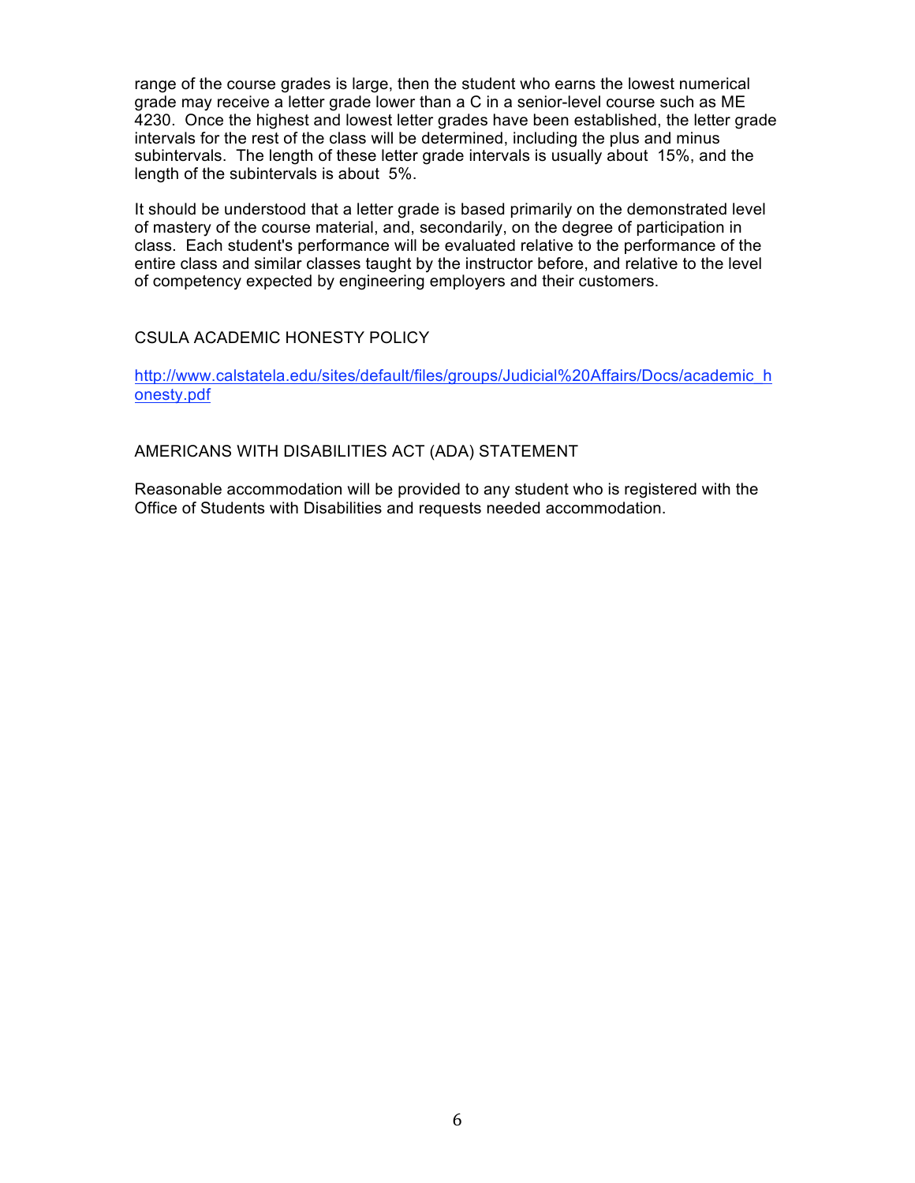range of the course grades is large, then the student who earns the lowest numerical grade may receive a letter grade lower than a C in a senior-level course such as ME 4230. Once the highest and lowest letter grades have been established, the letter grade intervals for the rest of the class will be determined, including the plus and minus subintervals. The length of these letter grade intervals is usually about 15%, and the length of the subintervals is about 5%.

It should be understood that a letter grade is based primarily on the demonstrated level of mastery of the course material, and, secondarily, on the degree of participation in class. Each student's performance will be evaluated relative to the performance of the entire class and similar classes taught by the instructor before, and relative to the level of competency expected by engineering employers and their customers.

## CSULA ACADEMIC HONESTY POLICY

[http://www.calstatela.edu/sites/default/files/groups/Judicial%20Affairs/Docs/academic_honesty.pdf](http://www.calstatela.edu/sites/default/files/groups/Judicial%20Affairs/Docs/academic_honesty.pdf)

## AMERICANS WITH DISABILITIES ACT (ADA) STATEMENT

Reasonable accommodation will be provided to any student who is registered with the Office of Students with Disabilities and requests needed accommodation.